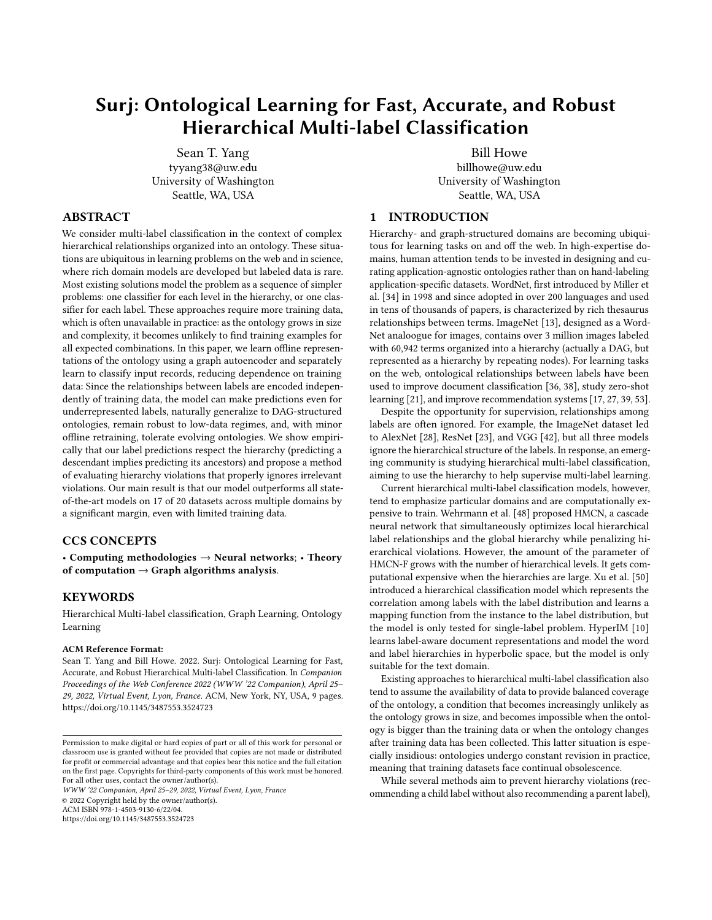# Surj: Ontological Learning for Fast, Accurate, and Robust Hierarchical Multi-label Classification

Sean T. Yang
tyyang38@uw.edu
University of Washington
Seattle, WA, USA

Bill Howe
billhowe@uw.edu
University of Washington
Seattle, WA, USA

## ABSTRACT

We consider multi-label classification in the context of complex hierarchical relationships organized into an ontology. These situations are ubiquitous in learning problems on the web and in science, where rich domain models are developed but labeled data is rare. Most existing solutions model the problem as a sequence of simpler problems: one classifier for each level in the hierarchy, or one classifier for each label. These approaches require more training data, which is often unavailable in practice: as the ontology grows in size and complexity, it becomes unlikely to find training examples for all expected combinations. In this paper, we learn offline representations of the ontology using a graph autoencoder and separately learn to classify input records, reducing dependence on training data: Since the relationships between labels are encoded independently of training data, the model can make predictions even for underrepresented labels, naturally generalize to DAG-structured ontologies, remain robust to low-data regimes, and, with minor offline retraining, tolerate evolving ontologies. We show empirically that our label predictions respect the hierarchy (predicting a descendant implies predicting its ancestors) and propose a method of evaluating hierarchy violations that properly ignores irrelevant violations. Our main result is that our model outperforms all state-of-the-art models on 17 of 20 datasets across multiple domains by a significant margin, even with limited training data.

## CCS CONCEPTS

• **Computing methodologies → Neural networks**; • **Theory of computation → Graph algorithms analysis**.

## KEYWORDS

Hierarchical Multi-label classification, Graph Learning, Ontology Learning

**ACM Reference Format:**
Sean T. Yang and Bill Howe. 2022. Surj: Ontological Learning for Fast, Accurate, and Robust Hierarchical Multi-label Classification. In *Companion Proceedings of the Web Conference 2022 (WWW '22 Companion), April 25–29, 2022, Virtual Event, Lyon, France.* ACM, New York, NY, USA, 9 pages. https://doi.org/10.1145/3487553.3524723

Permission to make digital or hard copies of part or all of this work for personal or classroom use is granted without fee provided that copies are not made or distributed for profit or commercial advantage and that copies bear this notice and the full citation on the first page. Copyrights for third-party components of this work must be honored. For all other uses, contact the owner/author(s).
*WWW '22 Companion, April 25–29, 2022, Virtual Event, Lyon, France*
© 2022 Copyright held by the owner/author(s).
ACM ISBN 978-1-4503-9130-6/22/04.
https://doi.org/10.1145/3487553.3524723

## 1 INTRODUCTION

Hierarchy- and graph-structured domains are becoming ubiquitous for learning tasks on and off the web. In high-expertise domains, human attention tends to be invested in designing and curating application-agnostic ontologies rather than on hand-labeling application-specific datasets. WordNet, first introduced by Miller et al. [34] in 1998 and since adopted in over 200 languages and used in tens of thousands of papers, is characterized by rich thesaurus relationships between terms. ImageNet [13], designed as a WordNet analoogue for images, contains over 3 million images labeled with 60,942 terms organized into a hierarchy (actually a DAG, but represented as a hierarchy by repeating nodes). For learning tasks on the web, ontological relationships between labels have been used to improve document classification [36, 38], study zero-shot learning [21], and improve recommendation systems [17, 27, 39, 53].

Despite the opportunity for supervision, relationships among labels are often ignored. For example, the ImageNet dataset led to AlexNet [28], ResNet [23], and VGG [42], but all three models ignore the hierarchical structure of the labels. In response, an emerging community is studying hierarchical multi-label classification, aiming to use the hierarchy to help supervise multi-label learning.

Current hierarchical multi-label classification models, however, tend to emphasize particular domains and are computationally expensive to train. Wehrmann et al. [48] proposed HMCN, a cascade neural network that simultaneously optimizes local hierarchical label relationships and the global hierarchy while penalizing hierarchical violations. However, the amount of the parameter of HMCN-F grows with the number of hierarchical levels. It gets computational expensive when the hierarchies are large. Xu et al. [50] introduced a hierarchical classification model which represents the correlation among labels with the label distribution and learns a mapping function from the instance to the label distribution, but the model is only tested for single-label problem. HyperIM [10] learns label-aware document representations and model the word and label hierarchies in hyperbolic space, but the model is only suitable for the text domain.

Existing approaches to hierarchical multi-label classification also tend to assume the availability of data to provide balanced coverage of the ontology, a condition that becomes increasingly unlikely as the ontology grows in size, and becomes impossible when the ontology is bigger than the training data or when the ontology changes after training data has been collected. This latter situation is especially insidious: ontologies undergo constant revision in practice, meaning that training datasets face continual obsolescence.

While several methods aim to prevent hierarchy violations (recommending a child label without also recommending a parent label),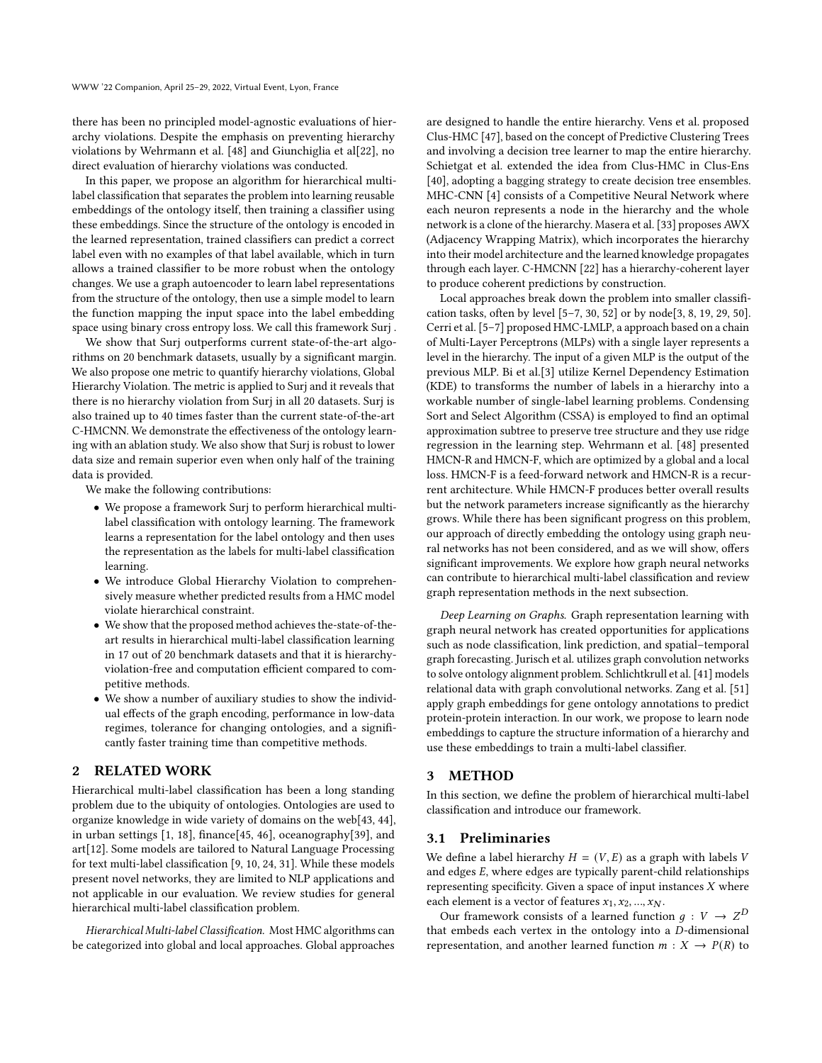there has been no principled model-agnostic evaluations of hierarchy violations. Despite the emphasis on preventing hierarchy violations by Wehrmann et al. [48] and Giunchiglia et al[22], no direct evaluation of hierarchy violations was conducted.

In this paper, we propose an algorithm for hierarchical multi-label classification that separates the problem into learning reusable embeddings of the ontology itself, then training a classifier using these embeddings. Since the structure of the ontology is encoded in the learned representation, trained classifiers can predict a correct label even with no examples of that label available, which in turn allows a trained classifier to be more robust when the ontology changes. We use a graph autoencoder to learn label representations from the structure of the ontology, then use a simple model to learn the function mapping the input space into the label embedding space using binary cross entropy loss. We call this framework Surj .

We show that Surj outperforms current state-of-the-art algorithms on 20 benchmark datasets, usually by a significant margin. We also propose one metric to quantify hierarchy violations, Global Hierarchy Violation. The metric is applied to Surj and it reveals that there is no hierarchy violation from Surj in all 20 datasets. Surj is also trained up to 40 times faster than the current state-of-the-art C-HMCNN. We demonstrate the effectiveness of the ontology learning with an ablation study. We also show that Surj is robust to lower data size and remain superior even when only half of the training data is provided.

We make the following contributions:

- We propose a framework Surj to perform hierarchical multi-label classification with ontology learning. The framework learns a representation for the label ontology and then uses the representation as the labels for multi-label classification learning.
- We introduce Global Hierarchy Violation to comprehensively measure whether predicted results from a HMC model violate hierarchical constraint.
- We show that the proposed method achieves the-state-of-the-art results in hierarchical multi-label classification learning in 17 out of 20 benchmark datasets and that it is hierarchy-violation-free and computation efficient compared to competitive methods.
- We show a number of auxiliary studies to show the individual effects of the graph encoding, performance in low-data regimes, tolerance for changing ontologies, and a significantly faster training time than competitive methods.

## 2 RELATED WORK

Hierarchical multi-label classification has been a long standing problem due to the ubiquity of ontologies. Ontologies are used to organize knowledge in wide variety of domains on the web[43, 44], in urban settings [1, 18], finance[45, 46], oceanography[39], and art[12]. Some models are tailored to Natural Language Processing for text multi-label classification [9, 10, 24, 31]. While these models present novel networks, they are limited to NLP applications and not applicable in our evaluation. We review studies for general hierarchical multi-label classification problem.

*Hierarchical Multi-label Classification.* Most HMC algorithms can be categorized into global and local approaches. Global approaches are designed to handle the entire hierarchy. Vens et al. proposed Clus-HMC [47], based on the concept of Predictive Clustering Trees and involving a decision tree learner to map the entire hierarchy. Schietgat et al. extended the idea from Clus-HMC in Clus-Ens [40], adopting a bagging strategy to create decision tree ensembles. MHC-CNN [4] consists of a Competitive Neural Network where each neuron represents a node in the hierarchy and the whole network is a clone of the hierarchy. Masera et al. [33] proposes AWX (Adjacency Wrapping Matrix), which incorporates the hierarchy into their model architecture and the learned knowledge propagates through each layer. C-HMCNN [22] has a hierarchy-coherent layer to produce coherent predictions by construction.

Local approaches break down the problem into smaller classification tasks, often by level [5–7, 30, 52] or by node[3, 8, 19, 29, 50]. Cerri et al. [5–7] proposed HMC-LMLP, a approach based on a chain of Multi-Layer Perceptrons (MLPs) with a single layer represents a level in the hierarchy. The input of a given MLP is the output of the previous MLP. Bi et al.[3] utilize Kernel Dependency Estimation (KDE) to transforms the number of labels in a hierarchy into a workable number of single-label learning problems. Condensing Sort and Select Algorithm (CSSA) is employed to find an optimal approximation subtree to preserve tree structure and they use ridge regression in the learning step. Wehrmann et al. [48] presented HMCN-R and HMCN-F, which are optimized by a global and a local loss. HMCN-F is a feed-forward network and HMCN-R is a recurrent architecture. While HMCN-F produces better overall results but the network parameters increase significantly as the hierarchy grows. While there has been significant progress on this problem, our approach of directly embedding the ontology using graph neural networks has not been considered, and as we will show, offers significant improvements. We explore how graph neural networks can contribute to hierarchical multi-label classification and review graph representation methods in the next subsection.

*Deep Learning on Graphs.* Graph representation learning with graph neural network has created opportunities for applications such as node classification, link prediction, and spatial–temporal graph forecasting. Jurisch et al. utilizes graph convolution networks to solve ontology alignment problem. Schlichtkrull et al. [41] models relational data with graph convolutional networks. Zang et al. [51] apply graph embeddings for gene ontology annotations to predict protein-protein interaction. In our work, we propose to learn node embeddings to capture the structure information of a hierarchy and use these embeddings to train a multi-label classifier.

## 3 METHOD

In this section, we define the problem of hierarchical multi-label classification and introduce our framework.

### 3.1 Preliminaries

We define a label hierarchy $H = (V, E)$ as a graph with labels $V$ and edges $E$, where edges are typically parent-child relationships representing specificity. Given a space of input instances $X$ where each element is a vector of features $x_1, x_2, ..., x_N$.

Our framework consists of a learned function $g : V \rightarrow Z^D$ that embeds each vertex in the ontology into a $D$-dimensional representation, and another learned function $m : X \rightarrow P(R)$ to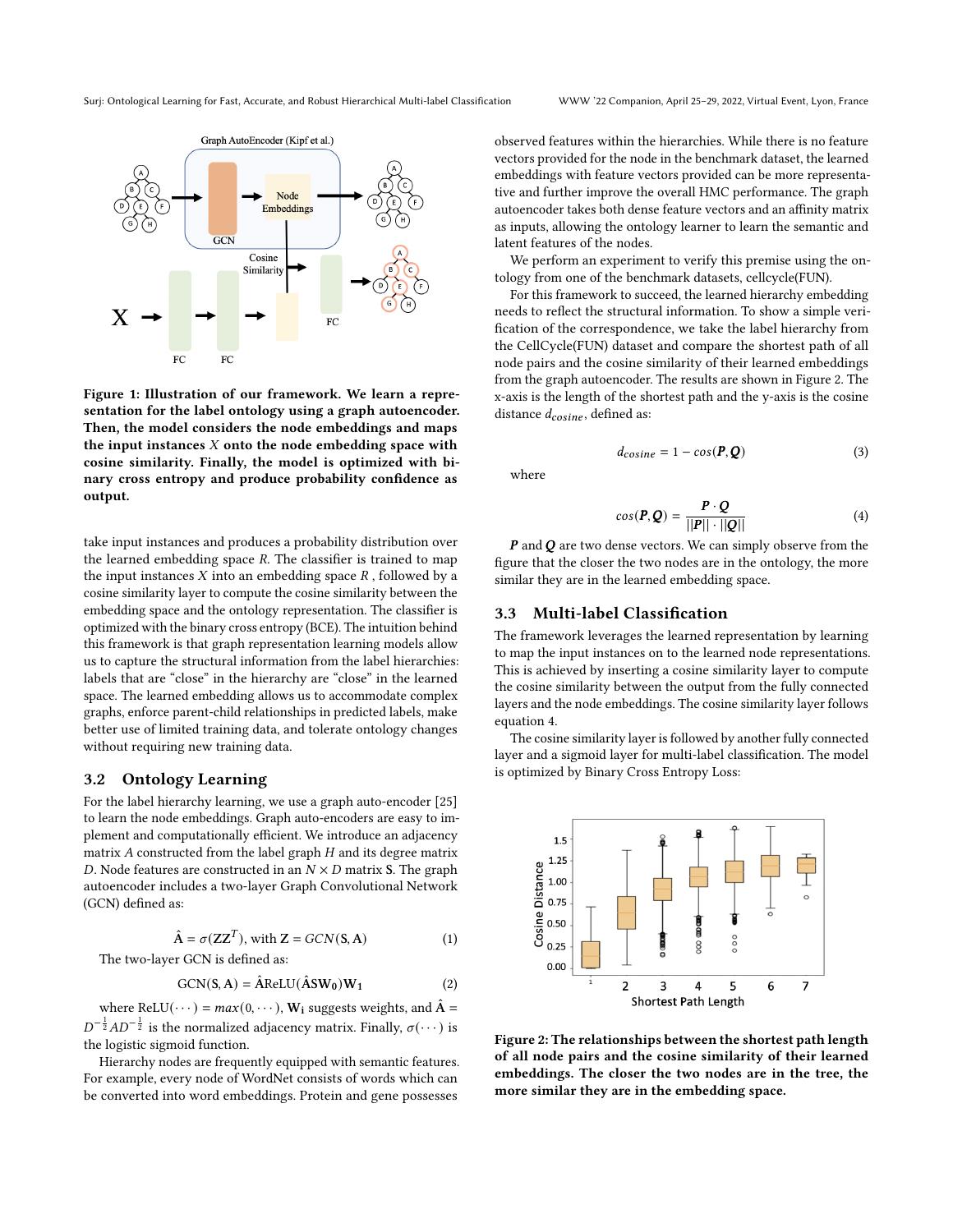Figure 1: Illustration of our framework. We learn a representation for the label ontology using a graph autoencoder. Then, the model considers the node embeddings and maps the input instances $X$ onto the node embedding space with cosine similarity. Finally, the model is optimized with binary cross entropy and produce probability confidence as output.

take input instances and produces a probability distribution over the learned embedding space $R$. The classifier is trained to map the input instances $X$ into an embedding space $R$ , followed by a cosine similarity layer to compute the cosine similarity between the embedding space and the ontology representation. The classifier is optimized with the binary cross entropy (BCE). The intuition behind this framework is that graph representation learning models allow us to capture the structural information from the label hierarchies: labels that are "close" in the hierarchy are "close" in the learned space. The learned embedding allows us to accommodate complex graphs, enforce parent-child relationships in predicted labels, make better use of limited training data, and tolerate ontology changes without requiring new training data.

## 3.2 Ontology Learning

For the label hierarchy learning, we use a graph auto-encoder [25] to learn the node embeddings. Graph auto-encoders are easy to implement and computationally efficient. We introduce an adjacency matrix $A$ constructed from the label graph $H$ and its degree matrix $D$. Node features are constructed in an $N \times D$ matrix $\mathbf{S}$. The graph autoencoder includes a two-layer Graph Convolutional Network (GCN) defined as:

$$\hat{\mathbf{A}} = \sigma(\mathbf{Z}\mathbf{Z}^T), \text{ with } \mathbf{Z} = GCN(\mathbf{S}, \mathbf{A}) \tag{1}$$

The two-layer GCN is defined as:

$$\text{GCN}(\mathbf{S}, \mathbf{A}) = \hat{\mathbf{A}}\text{ReLU}(\hat{\mathbf{A}}\mathbf{S}\mathbf{W_0})\mathbf{W_1} \tag{2}$$

where $\text{ReLU}(\cdots) = max(0, \cdots)$, $\mathbf{W_i}$ suggests weights, and $\hat{\mathbf{A}} = D^{-\frac{1}{2}}AD^{-\frac{1}{2}}$ is the normalized adjacency matrix. Finally, $\sigma(\cdots)$ is the logistic sigmoid function.

Hierarchy nodes are frequently equipped with semantic features. For example, every node of WordNet consists of words which can be converted into word embeddings. Protein and gene possesses observed features within the hierarchies. While there is no feature vectors provided for the node in the benchmark dataset, the learned embeddings with feature vectors provided can be more representative and further improve the overall HMC performance. The graph autoencoder takes both dense feature vectors and an affinity matrix as inputs, allowing the ontology learner to learn the semantic and latent features of the nodes.

We perform an experiment to verify this premise using the ontology from one of the benchmark datasets, cellcycle(FUN).

For this framework to succeed, the learned hierarchy embedding needs to reflect the structural information. To show a simple verification of the correspondence, we take the label hierarchy from the CellCycle(FUN) dataset and compare the shortest path of all node pairs and the cosine similarity of their learned embeddings from the graph autoencoder. The results are shown in Figure 2. The x-axis is the length of the shortest path and the y-axis is the cosine distance $d_{cosine}$, defined as:

$$d_{cosine} = 1 - cos(\boldsymbol{P}, \boldsymbol{Q}) \tag{3}$$

where

$$cos(\boldsymbol{P}, \boldsymbol{Q}) = \frac{\boldsymbol{P} \cdot \boldsymbol{Q}}{||\boldsymbol{P}|| \cdot ||\boldsymbol{Q}||} \tag{4}$$

$\boldsymbol{P}$ and $\boldsymbol{Q}$ are two dense vectors. We can simply observe from the figure that the closer the two nodes are in the ontology, the more similar they are in the learned embedding space.

## 3.3 Multi-label Classification

The framework leverages the learned representation by learning to map the input instances on to the learned node representations. This is achieved by inserting a cosine similarity layer to compute the cosine similarity between the output from the fully connected layers and the node embeddings. The cosine similarity layer follows equation 4.

The cosine similarity layer is followed by another fully connected layer and a sigmoid layer for multi-label classification. The model is optimized by Binary Cross Entropy Loss:

Figure 2: The relationships between the shortest path length of all node pairs and the cosine similarity of their learned embeddings. The closer the two nodes are in the tree, the more similar they are in the embedding space.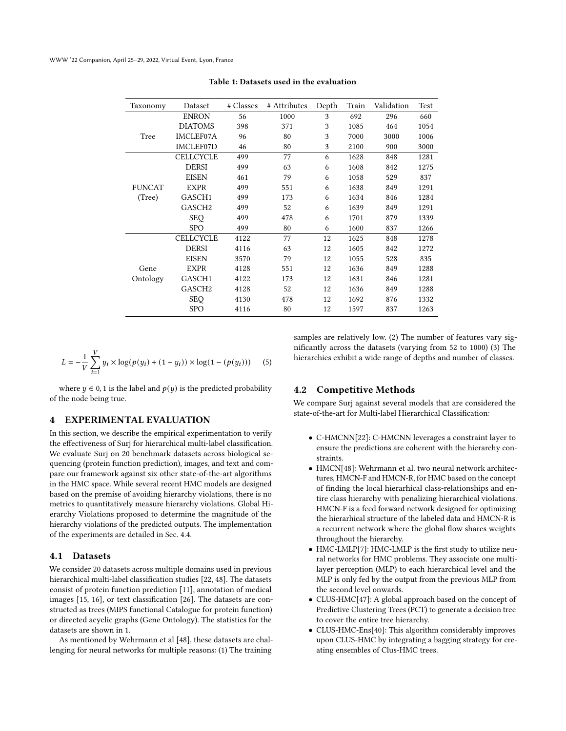Table 1: Datasets used in the evaluation

| Taxonomy | Dataset | # Classes | # Attributes | Depth | Train | Validation | Test |
|---|---|---|---|---|---|---|---|
| Tree | ENRON | 56 | 1000 | 3 | 692 | 296 | 660 |
| | DIATOMS | 398 | 371 | 3 | 1085 | 464 | 1054 |
| | IMCLEF07A | 96 | 80 | 3 | 7000 | 3000 | 1006 |
| | IMCLEF07D | 46 | 80 | 3 | 2100 | 900 | 3000 |
| FUNCAT (Tree) | CELLCYCLE | 499 | 77 | 6 | 1628 | 848 | 1281 |
| | DERSI | 499 | 63 | 6 | 1608 | 842 | 1275 |
| | EISEN | 461 | 79 | 6 | 1058 | 529 | 837 |
| | EXPR | 499 | 551 | 6 | 1638 | 849 | 1291 |
| | GASCH1 | 499 | 173 | 6 | 1634 | 846 | 1284 |
| | GASCH2 | 499 | 52 | 6 | 1639 | 849 | 1291 |
| | SEQ | 499 | 478 | 6 | 1701 | 879 | 1339 |
| | SPO | 499 | 80 | 6 | 1600 | 837 | 1266 |
| Gene Ontology | CELLCYCLE | 4122 | 77 | 12 | 1625 | 848 | 1278 |
| | DERSI | 4116 | 63 | 12 | 1605 | 842 | 1272 |
| | EISEN | 3570 | 79 | 12 | 1055 | 528 | 835 |
| | EXPR | 4128 | 551 | 12 | 1636 | 849 | 1288 |
| | GASCH1 | 4122 | 173 | 12 | 1631 | 846 | 1281 |
| | GASCH2 | 4128 | 52 | 12 | 1636 | 849 | 1288 |
| | SEQ | 4130 | 478 | 12 | 1692 | 876 | 1332 |
| | SPO | 4116 | 80 | 12 | 1597 | 837 | 1263 |

$$L = -\frac{1}{V}\sum_{i=1}^{V} y_i \times \log(p(y_i) + (1 - y_i)) \times \log(1 - (p(y_i))) \quad (5)$$

where $y \in 0, 1$ is the label and $p(y)$ is the predicted probability of the node being true.

## 4 EXPERIMENTAL EVALUATION

In this section, we describe the empirical experimentation to verify the effectiveness of Surj for hierarchical multi-label classification. We evaluate Surj on 20 benchmark datasets across biological sequencing (protein function prediction), images, and text and compare our framework against six other state-of-the-art algorithms in the HMC space. While several recent HMC models are designed based on the premise of avoiding hierarchy violations, there is no metrics to quantitatively measure hierarchy violations. Global Hierarchy Violations proposed to determine the magnitude of the hierarchy violations of the predicted outputs. The implementation of the experiments are detailed in Sec. 4.4.

### 4.1 Datasets

We consider 20 datasets across multiple domains used in previous hierarchical multi-label classification studies [22, 48]. The datasets consist of protein function prediction [11], annotation of medical images [15, 16], or text classification [26]. The datasets are constructed as trees (MIPS functional Catalogue for protein function) or directed acyclic graphs (Gene Ontology). The statistics for the datasets are shown in 1.

As mentioned by Wehrmann et al [48], these datasets are challenging for neural networks for multiple reasons: (1) The training samples are relatively low. (2) The number of features vary significantly across the datasets (varying from 52 to 1000) (3) The hierarchies exhibit a wide range of depths and number of classes.

### 4.2 Competitive Methods

We compare Surj against several models that are considered the state-of-the-art for Multi-label Hierarchical Classification:

- C-HMCNN[22]: C-HMCNN leverages a constraint layer to ensure the predictions are coherent with the hierarchy constraints.
- HMCN[48]: Wehrmann et al. two neural network architectures, HMCN-F and HMCN-R, for HMC based on the concept of finding the local hierarhical class-relationships and entire class hierarchy with penalizing hierarchical violations. HMCN-F is a feed forward network designed for optimizing the hierarhical structure of the labeled data and HMCN-R is a recurrent network where the global flow shares weights throughout the hierarchy.
- HMC-LMLP[7]: HMC-LMLP is the first study to utilize neural networks for HMC problems. They associate one multilayer perception (MLP) to each hierarchical level and the MLP is only fed by the output from the previous MLP from the second level onwards.
- CLUS-HMC[47]: A global approach based on the concept of Predictive Clustering Trees (PCT) to generate a decision tree to cover the entire tree hierarchy.
- CLUS-HMC-Ens[40]: This algorithm considerably improves upon CLUS-HMC by integrating a bagging strategy for creating ensembles of Clus-HMC trees.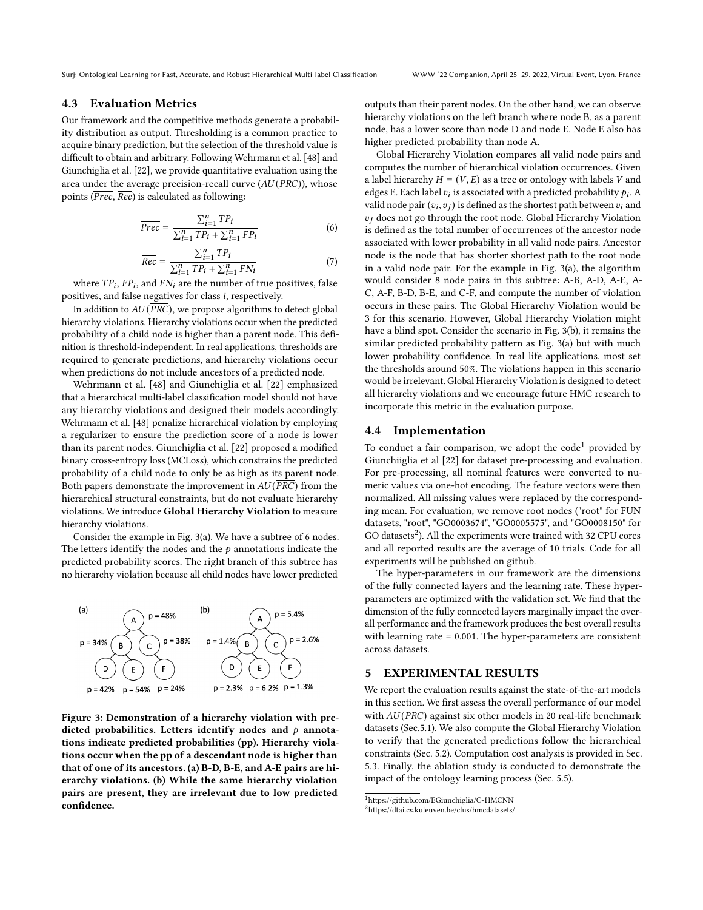## 4.3 Evaluation Metrics

Our framework and the competitive methods generate a probability distribution as output. Thresholding is a common practice to acquire binary prediction, but the selection of the threshold value is difficult to obtain and arbitrary. Following Wehrmann et al. [48] and Giunchiglia et al. [22], we provide quantitative evaluation using the area under the average precision-recall curve ($AU(\overline{PRC})$), whose points ($\overline{Prec}$, $\overline{Rec}$) is calculated as following:

$$\overline{Prec} = \frac{\sum_{i=1}^{n} TP_i}{\sum_{i=1}^{n} TP_i + \sum_{i=1}^{n} FP_i} \tag{6}$$

$$\overline{Rec} = \frac{\sum_{i=1}^{n} TP_i}{\sum_{i=1}^{n} TP_i + \sum_{i=1}^{n} FN_i} \tag{7}$$

where $TP_i$, $FP_i$, and $FN_i$ are the number of true positives, false positives, and false negatives for class $i$, respectively.

In addition to $AU(\overline{PRC})$, we propose algorithms to detect global hierarchy violations. Hierarchy violations occur when the predicted probability of a child node is higher than a parent node. This definition is threshold-independent. In real applications, thresholds are required to generate predictions, and hierarchy violations occur when predictions do not include ancestors of a predicted node.

Wehrmann et al. [48] and Giunchiglia et al. [22] emphasized that a hierarchical multi-label classification model should not have any hierarchy violations and designed their models accordingly. Wehrmann et al. [48] penalize hierarchical violation by employing a regularizer to ensure the prediction score of a node is lower than its parent nodes. Giunchiglia et al. [22] proposed a modified binary cross-entropy loss (MCLoss), which constrains the predicted probability of a child node to only be as high as its parent node. Both papers demonstrate the improvement in $AU(\overline{PRC})$ from the hierarchical structural constraints, but do not evaluate hierarchy violations. We introduce **Global Hierarchy Violation** to measure hierarchy violations.

Consider the example in Fig. 3(a). We have a subtree of 6 nodes. The letters identify the nodes and the $p$ annotations indicate the predicted probability scores. The right branch of this subtree has no hierarchy violation because all child nodes have lower predicted outputs than their parent nodes. On the other hand, we can observe hierarchy violations on the left branch where node B, as a parent node, has a lower score than node D and node E. Node E also has higher predicted probability than node A.

**Figure 3: Demonstration of a hierarchy violation with predicted probabilities. Letters identify nodes and $p$ annotations indicate predicted probabilities (pp). Hierarchy violations occur when the pp of a descendant node is higher than that of one of its ancestors. (a) B-D, B-E, and A-E pairs are hierarchy violations. (b) While the same hierarchy violation pairs are present, they are irrelevant due to low predicted confidence.**

Global Hierarchy Violation compares all valid node pairs and computes the number of hierarchical violation occurrences. Given a label hierarchy $H = (V, E)$ as a tree or ontology with labels $V$ and edges E. Each label $v_i$ is associated with a predicted probability $p_i$. A valid node pair $(v_i, v_j)$ is defined as the shortest path between $v_i$ and $v_j$ does not go through the root node. Global Hierarchy Violation is defined as the total number of occurrences of the ancestor node associated with lower probability in all valid node pairs. Ancestor node is the node that has shorter shortest path to the root node in a valid node pair. For the example in Fig. 3(a), the algorithm would consider 8 node pairs in this subtree: A-B, A-D, A-E, A-C, A-F, B-D, B-E, and C-F, and compute the number of violation occurs in these pairs. The Global Hierarchy Violation would be 3 for this scenario. However, Global Hierarchy Violation might have a blind spot. Consider the scenario in Fig. 3(b), it remains the similar predicted probability pattern as Fig. 3(a) but with much lower probability confidence. In real life applications, most set the thresholds around 50%. The violations happen in this scenario would be irrelevant. Global Hierarchy Violation is designed to detect all hierarchy violations and we encourage future HMC research to incorporate this metric in the evaluation purpose.

## 4.4 Implementation

To conduct a fair comparison, we adopt the code[1] provided by Giunchiiglia et al [22] for dataset pre-processing and evaluation. For pre-processing, all nominal features were converted to numeric values via one-hot encoding. The feature vectors were then normalized. All missing values were replaced by the corresponding mean. For evaluation, we remove root nodes ("root" for FUN datasets, "root", "GO0003674", "GO0005575", and "GO0008150" for GO datasets[2]). All the experiments were trained with 32 CPU cores and all reported results are the average of 10 trials. Code for all experiments will be published on github.

The hyper-parameters in our framework are the dimensions of the fully connected layers and the learning rate. These hyper-parameters are optimized with the validation set. We find that the dimension of the fully connected layers marginally impact the overall performance and the framework produces the best overall results with learning rate = 0.001. The hyper-parameters are consistent across datasets.

# 5 EXPERIMENTAL RESULTS

We report the evaluation results against the state-of-the-art models in this section. We first assess the overall performance of our model with $AU(\overline{PRC})$ against six other models in 20 real-life benchmark datasets (Sec.5.1). We also compute the Global Hierarchy Violation to verify that the generated predictions follow the hierarchical constraints (Sec. 5.2). Computation cost analysis is provided in Sec. 5.3. Finally, the ablation study is conducted to demonstrate the impact of the ontology learning process (Sec. 5.5).

[1] https://github.com/EGiunchiglia/C-HMCNN

[2] https://dtai.cs.kuleuven.be/clus/hmcdatasets/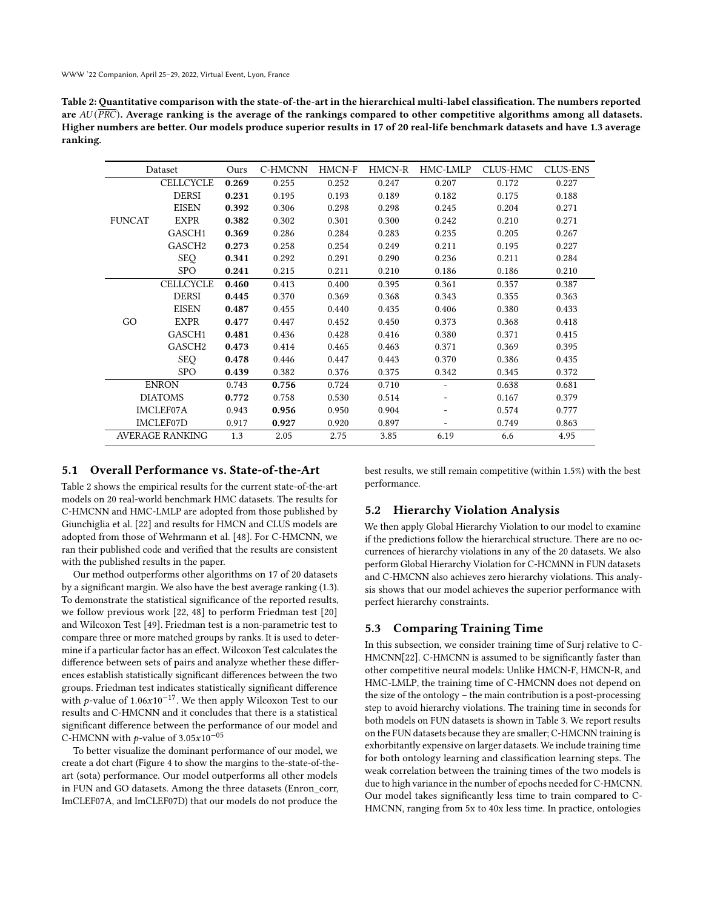**Table 2: Quantitative comparison with the state-of-the-art in the hierarchical multi-label classification. The numbers reported are $AU(\overline{PRC})$. Average ranking is the average of the rankings compared to other competitive algorithms among all datasets. Higher numbers are better. Our models produce superior results in 17 of 20 real-life benchmark datasets and have 1.3 average ranking.**

| Dataset | | Ours | C-HMCNN | HMCN-F | HMCN-R | HMC-LMLP | CLUS-HMC | CLUS-ENS |
|---|---|---|---|---|---|---|---|---|
| FUNCAT | CELLCYCLE | **0.269** | 0.255 | 0.252 | 0.247 | 0.207 | 0.172 | 0.227 |
| | DERSI | **0.231** | 0.195 | 0.193 | 0.189 | 0.182 | 0.175 | 0.188 |
| | EISEN | **0.392** | 0.306 | 0.298 | 0.298 | 0.245 | 0.204 | 0.271 |
| | EXPR | **0.382** | 0.302 | 0.301 | 0.300 | 0.242 | 0.210 | 0.271 |
| | GASCH1 | **0.369** | 0.286 | 0.284 | 0.283 | 0.235 | 0.205 | 0.267 |
| | GASCH2 | **0.273** | 0.258 | 0.254 | 0.249 | 0.211 | 0.195 | 0.227 |
| | SEQ | **0.341** | 0.292 | 0.291 | 0.290 | 0.236 | 0.211 | 0.284 |
| | SPO | **0.241** | 0.215 | 0.211 | 0.210 | 0.186 | 0.186 | 0.210 |
| GO | CELLCYCLE | **0.460** | 0.413 | 0.400 | 0.395 | 0.361 | 0.357 | 0.387 |
| | DERSI | **0.445** | 0.370 | 0.369 | 0.368 | 0.343 | 0.355 | 0.363 |
| | EISEN | **0.487** | 0.455 | 0.440 | 0.435 | 0.406 | 0.380 | 0.433 |
| | EXPR | **0.477** | 0.447 | 0.452 | 0.450 | 0.373 | 0.368 | 0.418 |
| | GASCH1 | **0.481** | 0.436 | 0.428 | 0.416 | 0.380 | 0.371 | 0.415 |
| | GASCH2 | **0.473** | 0.414 | 0.465 | 0.463 | 0.371 | 0.369 | 0.395 |
| | SEQ | **0.478** | 0.446 | 0.447 | 0.443 | 0.370 | 0.386 | 0.435 |
| | SPO | **0.439** | 0.382 | 0.376 | 0.375 | 0.342 | 0.345 | 0.372 |
| ENRON | | 0.743 | **0.756** | 0.724 | 0.710 | - | 0.638 | 0.681 |
| DIATOMS | | **0.772** | 0.758 | 0.530 | 0.514 | - | 0.167 | 0.379 |
| IMCLEF07A | | 0.943 | **0.956** | 0.950 | 0.904 | - | 0.574 | 0.777 |
| IMCLEF07D | | 0.917 | **0.927** | 0.920 | 0.897 | - | 0.749 | 0.863 |
| AVERAGE RANKING | | 1.3 | 2.05 | 2.75 | 3.85 | 6.19 | 6.6 | 4.95 |

## 5.1 Overall Performance vs. State-of-the-Art

Table 2 shows the empirical results for the current state-of-the-art models on 20 real-world benchmark HMC datasets. The results for C-HMCNN and HMC-LMLP are adopted from those published by Giunchiglia et al. [22] and results for HMCN and CLUS models are adopted from those of Wehrmann et al. [48]. For C-HMCNN, we ran their published code and verified that the results are consistent with the published results in the paper.

Our method outperforms other algorithms on 17 of 20 datasets by a significant margin. We also have the best average ranking (1.3). To demonstrate the statistical significance of the reported results, we follow previous work [22, 48] to perform Friedman test [20] and Wilcoxon Test [49]. Friedman test is a non-parametric test to compare three or more matched groups by ranks. It is used to determine if a particular factor has an effect. Wilcoxon Test calculates the difference between sets of pairs and analyze whether these differences establish statistically significant differences between the two groups. Friedman test indicates statistically significant difference with $p$-value of $1.06x10^{-17}$. We then apply Wilcoxon Test to our results and C-HMCNN and it concludes that there is a statistical significant difference between the performance of our model and C-HMCNN with $p$-value of $3.05x10^{-05}$

To better visualize the dominant performance of our model, we create a dot chart (Figure 4 to show the margins to the-state-of-the-art (sota) performance. Our model outperforms all other models in FUN and GO datasets. Among the three datasets (Enron_corr, ImCLEF07A, and ImCLEF07D) that our models do not produce the best results, we still remain competitive (within 1.5%) with the best performance.

## 5.2 Hierarchy Violation Analysis

We then apply Global Hierarchy Violation to our model to examine if the predictions follow the hierarchical structure. There are no occurrences of hierarchy violations in any of the 20 datasets. We also perform Global Hierarchy Violation for C-HCMNN in FUN datasets and C-HMCNN also achieves zero hierarchy violations. This analysis shows that our model achieves the superior performance with perfect hierarchy constraints.

## 5.3 Comparing Training Time

In this subsection, we consider training time of Surj relative to C-HMCNN[22]. C-HMCNN is assumed to be significantly faster than other competitive neural models: Unlike HMCN-F, HMCN-R, and HMC-LMLP, the training time of C-HMCNN does not depend on the size of the ontology – the main contribution is a post-processing step to avoid hierarchy violations. The training time in seconds for both models on FUN datasets is shown in Table 3. We report results on the FUN datasets because they are smaller; C-HMCNN training is exhorbitantly expensive on larger datasets. We include training time for both ontology learning and classification learning steps. The weak correlation between the training times of the two models is due to high variance in the number of epochs needed for C-HMCNN. Our model takes significantly less time to train compared to C-HMCNN, ranging from 5x to 40x less time. In practice, ontologies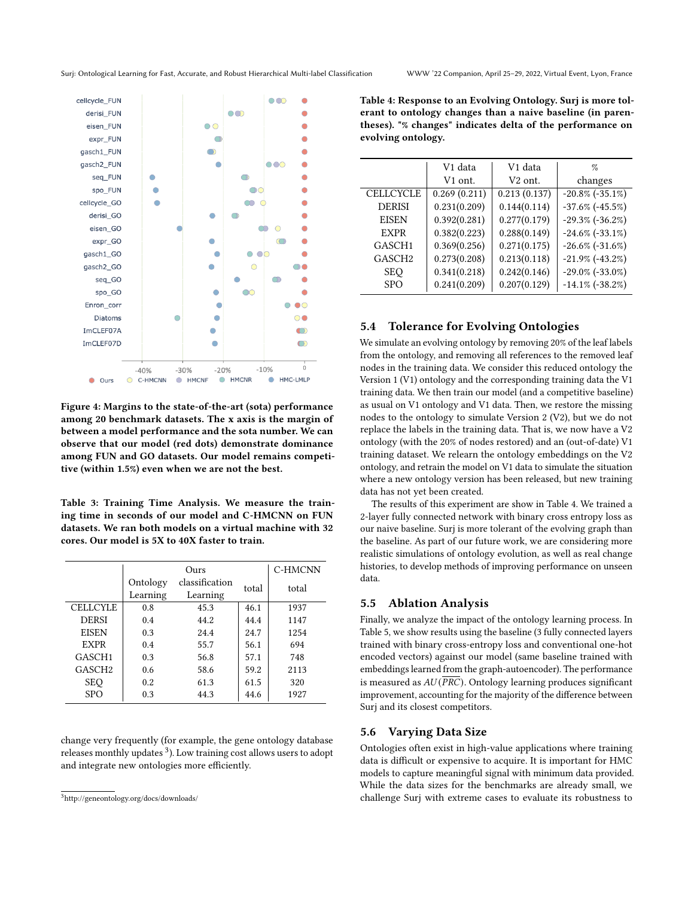Figure 4: Margins to the state-of-the-art (sota) performance among 20 benchmark datasets. The x axis is the margin of between a model performance and the sota number. We can observe that our model (red dots) demonstrate dominance among FUN and GO datasets. Our model remains competitive (within 1.5%) even when we are not the best.

Table 3: Training Time Analysis. We measure the training time in seconds of our model and C-HMCNN on FUN datasets. We ran both models on a virtual machine with 32 cores. Our model is 5X to 40X faster to train.

| | Ours | | | C-HMCNN |
|---|---|---|---|---|
| | Ontology Learning | classification Learning | total | total |
| CELLCYLE | 0.8 | 45.3 | 46.1 | 1937 |
| DERSI | 0.4 | 44.2 | 44.4 | 1147 |
| EISEN | 0.3 | 24.4 | 24.7 | 1254 |
| EXPR | 0.4 | 55.7 | 56.1 | 694 |
| GASCH1 | 0.3 | 56.8 | 57.1 | 748 |
| GASCH2 | 0.6 | 58.6 | 59.2 | 2113 |
| SEQ | 0.2 | 61.3 | 61.5 | 320 |
| SPO | 0.3 | 44.3 | 44.6 | 1927 |

change very frequently (for example, the gene ontology database releases monthly updates [3]). Low training cost allows users to adopt and integrate new ontologies more efficiently.

[3] http://geneontology.org/docs/downloads/

Table 4: Response to an Evolving Ontology. Surj is more tolerant to ontology changes than a naive baseline (in parentheses). "% changes" indicates delta of the performance on evolving ontology.

| | V1 data V1 ont. | V1 data V2 ont. | % changes |
|---|---|---|---|
| CELLCYCLE | 0.269 (0.211) | 0.213 (0.137) | -20.8% (-35.1%) |
| DERISI | 0.231(0.209) | 0.144(0.114) | -37.6% (-45.5%) |
| EISEN | 0.392(0.281) | 0.277(0.179) | -29.3% (-36.2%) |
| EXPR | 0.382(0.223) | 0.288(0.149) | -24.6% (-33.1%) |
| GASCH1 | 0.369(0.256) | 0.271(0.175) | -26.6% (-31.6%) |
| GASCH2 | 0.273(0.208) | 0.213(0.118) | -21.9% (-43.2%) |
| SEQ | 0.341(0.218) | 0.242(0.146) | -29.0% (-33.0%) |
| SPO | 0.241(0.209) | 0.207(0.129) | -14.1% (-38.2%) |

## 5.4 Tolerance for Evolving Ontologies

We simulate an evolving ontology by removing 20% of the leaf labels from the ontology, and removing all references to the removed leaf nodes in the training data. We consider this reduced ontology the Version 1 (V1) ontology and the corresponding training data the V1 training data. We then train our model (and a competitive baseline) as usual on V1 ontology and V1 data. Then, we restore the missing nodes to the ontology to simulate Version 2 (V2), but we do not replace the labels in the training data. That is, we now have a V2 ontology (with the 20% of nodes restored) and an (out-of-date) V1 training dataset. We relearn the ontology embeddings on the V2 ontology, and retrain the model on V1 data to simulate the situation where a new ontology version has been released, but new training data has not yet been created.

The results of this experiment are show in Table 4. We trained a 2-layer fully connected network with binary cross entropy loss as our naive baseline. Surj is more tolerant of the evolving graph than the baseline. As part of our future work, we are considering more realistic simulations of ontology evolution, as well as real change histories, to develop methods of improving performance on unseen data.

## 5.5 Ablation Analysis

Finally, we analyze the impact of the ontology learning process. In Table 5, we show results using the baseline (3 fully connected layers trained with binary cross-entropy loss and conventional one-hot encoded vectors) against our model (same baseline trained with embeddings learned from the graph-autoencoder). The performance is measured as $AU(\overline{PRC})$. Ontology learning produces significant improvement, accounting for the majority of the difference between Surj and its closest competitors.

## 5.6 Varying Data Size

Ontologies often exist in high-value applications where training data is difficult or expensive to acquire. It is important for HMC models to capture meaningful signal with minimum data provided. While the data sizes for the benchmarks are already small, we challenge Surj with extreme cases to evaluate its robustness to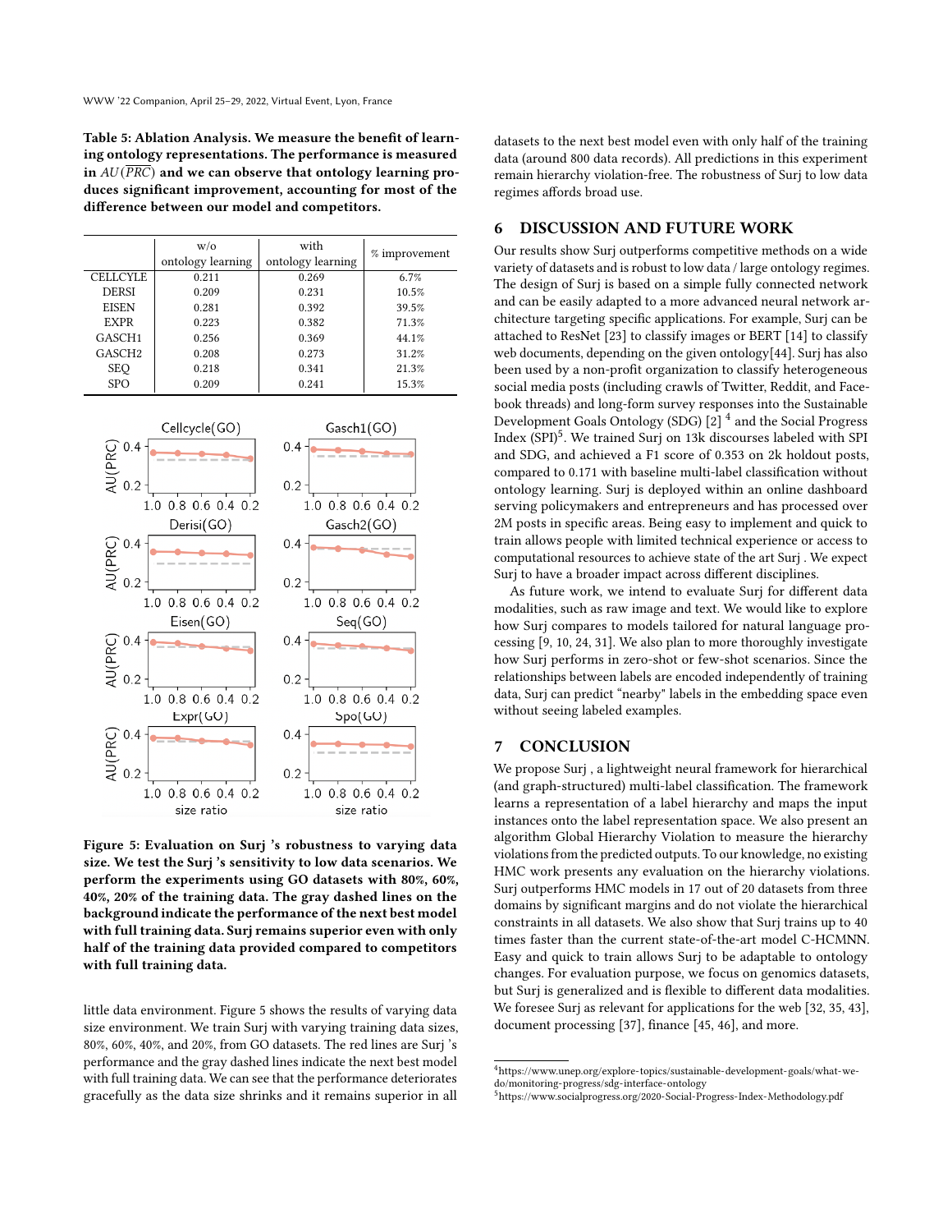**Table 5: Ablation Analysis. We measure the benefit of learning ontology representations. The performance is measured in $AU(\overline{PRC})$ and we can observe that ontology learning produces significant improvement, accounting for most of the difference between our model and competitors.**

| | w/o ontology learning | with ontology learning | % improvement |
|---|---|---|---|
| CELLCYLE | 0.211 | 0.269 | 6.7% |
| DERSI | 0.209 | 0.231 | 10.5% |
| EISEN | 0.281 | 0.392 | 39.5% |
| EXPR | 0.223 | 0.382 | 71.3% |
| GASCH1 | 0.256 | 0.369 | 44.1% |
| GASCH2 | 0.208 | 0.273 | 31.2% |
| SEQ | 0.218 | 0.341 | 21.3% |
| SPO | 0.209 | 0.241 | 15.3% |

**Figure 5: Evaluation on Surj 's robustness to varying data size. We test the Surj 's sensitivity to low data scenarios. We perform the experiments using GO datasets with 80%, 60%, 40%, 20% of the training data. The gray dashed lines on the background indicate the performance of the next best model with full training data. Surj remains superior even with only half of the training data provided compared to competitors with full training data.**

little data environment. Figure 5 shows the results of varying data size environment. We train Surj with varying training data sizes, 80%, 60%, 40%, and 20%, from GO datasets. The red lines are Surj 's performance and the gray dashed lines indicate the next best model with full training data. We can see that the performance deteriorates gracefully as the data size shrinks and it remains superior in all datasets to the next best model even with only half of the training data (around 800 data records). All predictions in this experiment remain hierarchy violation-free. The robustness of Surj to low data regimes affords broad use.

## 6 DISCUSSION AND FUTURE WORK

Our results show Surj outperforms competitive methods on a wide variety of datasets and is robust to low data / large ontology regimes. The design of Surj is based on a simple fully connected network and can be easily adapted to a more advanced neural network architecture targeting specific applications. For example, Surj can be attached to ResNet [23] to classify images or BERT [14] to classify web documents, depending on the given ontology[44]. Surj has also been used by a non-profit organization to classify heterogeneous social media posts (including crawls of Twitter, Reddit, and Facebook threads) and long-form survey responses into the Sustainable Development Goals Ontology (SDG) [2] [4] and the Social Progress Index (SPI)[5]. We trained Surj on 13k discourses labeled with SPI and SDG, and achieved a F1 score of 0.353 on 2k holdout posts, compared to 0.171 with baseline multi-label classification without ontology learning. Surj is deployed within an online dashboard serving policymakers and entrepreneurs and has processed over 2M posts in specific areas. Being easy to implement and quick to train allows people with limited technical experience or access to computational resources to achieve state of the art Surj . We expect Surj to have a broader impact across different disciplines.

As future work, we intend to evaluate Surj for different data modalities, such as raw image and text. We would like to explore how Surj compares to models tailored for natural language processing [9, 10, 24, 31]. We also plan to more thoroughly investigate how Surj performs in zero-shot or few-shot scenarios. Since the relationships between labels are encoded independently of training data, Surj can predict "nearby" labels in the embedding space even without seeing labeled examples.

## 7 CONCLUSION

We propose Surj , a lightweight neural framework for hierarchical (and graph-structured) multi-label classification. The framework learns a representation of a label hierarchy and maps the input instances onto the label representation space. We also present an algorithm Global Hierarchy Violation to measure the hierarchy violations from the predicted outputs. To our knowledge, no existing HMC work presents any evaluation on the hierarchy violations. Surj outperforms HMC models in 17 out of 20 datasets from three domains by significant margins and do not violate the hierarchical constraints in all datasets. We also show that Surj trains up to 40 times faster than the current state-of-the-art model C-HCMNN. Easy and quick to train allows Surj to be adaptable to ontology changes. For evaluation purpose, we focus on genomics datasets, but Surj is generalized and is flexible to different data modalities. We foresee Surj as relevant for applications for the web [32, 35, 43], document processing [37], finance [45, 46], and more.

[4] https://www.unep.org/explore-topics/sustainable-development-goals/what-we-do/monitoring-progress/sdg-interface-ontology

[5] https://www.socialprogress.org/2020-Social-Progress-Index-Methodology.pdf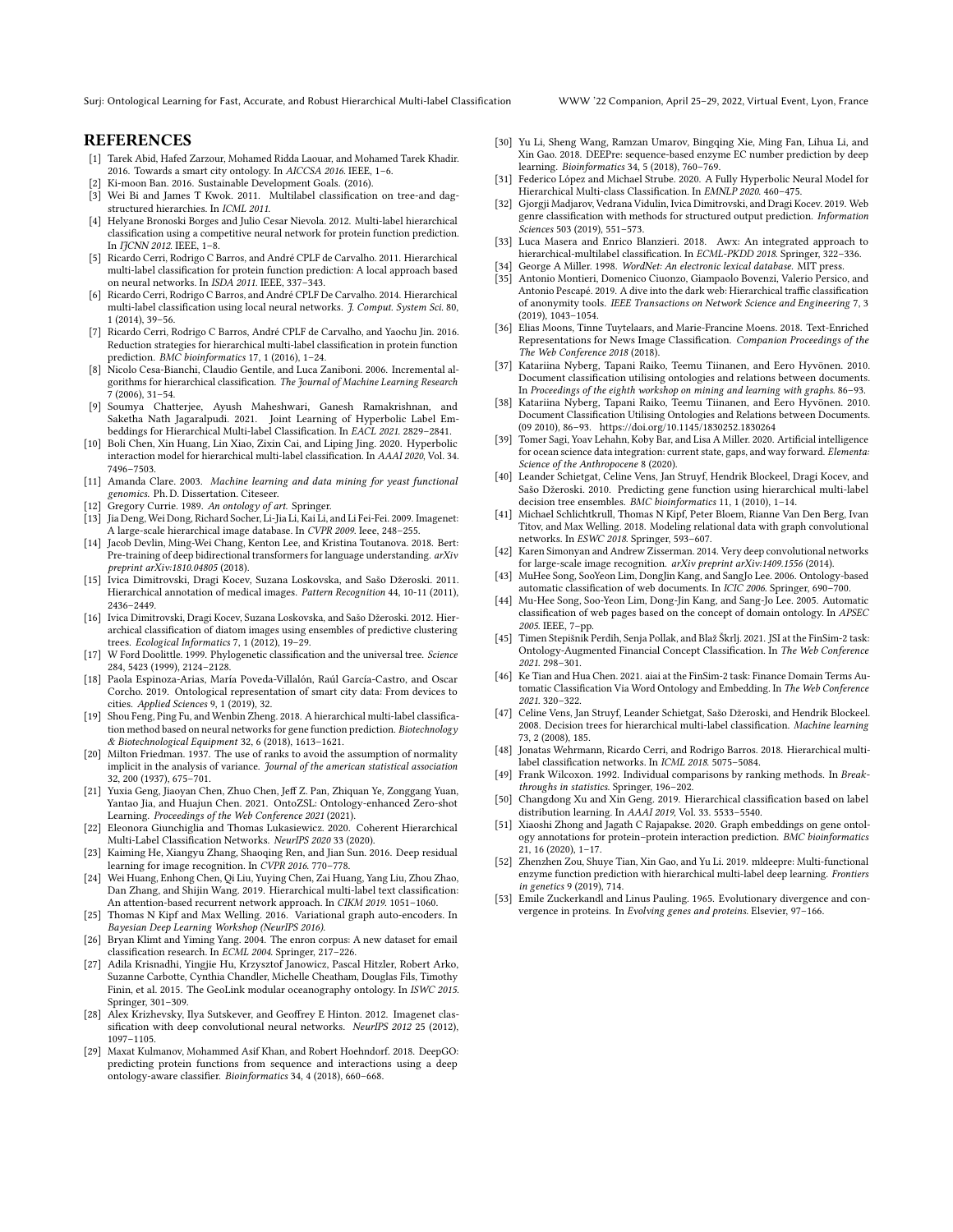## REFERENCES

- [1] Tarek Abid, Hafed Zarzour, Mohamed Ridda Laouar, and Mohamed Tarek Khadir. 2016. Towards a smart city ontology. In *AICCSA 2016*. IEEE, 1–6.
- [2] Ki-moon Ban. 2016. Sustainable Development Goals. (2016).
- [3] Wei Bi and James T Kwok. 2011. Multilabel classification on tree-and dag-structured hierarchies. In *ICML 2011*.
- [4] Helyane Bronoski Borges and Julio Cesar Nievola. 2012. Multi-label hierarchical classification using a competitive neural network for protein function prediction. In *IJCNN 2012*. IEEE, 1–8.
- [5] Ricardo Cerri, Rodrigo C Barros, and André CPLF de Carvalho. 2011. Hierarchical multi-label classification for protein function prediction: A local approach based on neural networks. In *ISDA 2011*. IEEE, 337–343.
- [6] Ricardo Cerri, Rodrigo C Barros, and André CPLF De Carvalho. 2014. Hierarchical multi-label classification using local neural networks. *J. Comput. System Sci.* 80, 1 (2014), 39–56.
- [7] Ricardo Cerri, Rodrigo C Barros, André CPLF de Carvalho, and Yaochu Jin. 2016. Reduction strategies for hierarchical multi-label classification in protein function prediction. *BMC bioinformatics* 17, 1 (2016), 1–24.
- [8] Nicolo Cesa-Bianchi, Claudio Gentile, and Luca Zaniboni. 2006. Incremental algorithms for hierarchical classification. *The Journal of Machine Learning Research* 7 (2006), 31–54.
- [9] Soumya Chatterjee, Ayush Maheshwari, Ganesh Ramakrishnan, and Saketha Nath Jagaralpudi. 2021. Joint Learning of Hyperbolic Label Embeddings for Hierarchical Multi-label Classification. In *EACL 2021*. 2829–2841.
- [10] Boli Chen, Xin Huang, Lin Xiao, Zixin Cai, and Liping Jing. 2020. Hyperbolic interaction model for hierarchical multi-label classification. In *AAAI 2020*, Vol. 34. 7496–7503.
- [11] Amanda Clare. 2003. *Machine learning and data mining for yeast functional genomics*. Ph. D. Dissertation. Citeseer.
- [12] Gregory Currie. 1989. *An ontology of art*. Springer.
- [13] Jia Deng, Wei Dong, Richard Socher, Li-Jia Li, Kai Li, and Li Fei-Fei. 2009. Imagenet: A large-scale hierarchical image database. In *CVPR 2009*. Ieee, 248–255.
- [14] Jacob Devlin, Ming-Wei Chang, Kenton Lee, and Kristina Toutanova. 2018. Bert: Pre-training of deep bidirectional transformers for language understanding. *arXiv preprint arXiv:1810.04805* (2018).
- [15] Ivica Dimitrovski, Dragi Kocev, Suzana Loskovska, and Sašo Džeroski. 2011. Hierarchical annotation of medical images. *Pattern Recognition* 44, 10-11 (2011), 2436–2449.
- [16] Ivica Dimitrovski, Dragi Kocev, Suzana Loskovska, and Sašo Džeroski. 2012. Hierarchical classification of diatom images using ensembles of predictive clustering trees. *Ecological Informatics* 7, 1 (2012), 19–29.
- [17] W Ford Doolittle. 1999. Phylogenetic classification and the universal tree. *Science* 284, 5423 (1999), 2124–2128.
- [18] Paola Espinoza-Arias, María Poveda-Villalón, Raúl García-Castro, and Oscar Corcho. 2019. Ontological representation of smart city data: From devices to cities. *Applied Sciences* 9, 1 (2019), 32.
- [19] Shou Feng, Ping Fu, and Wenbin Zheng. 2018. A hierarchical multi-label classification method based on neural networks for gene function prediction. *Biotechnology & Biotechnological Equipment* 32, 6 (2018), 1613–1621.
- [20] Milton Friedman. 1937. The use of ranks to avoid the assumption of normality implicit in the analysis of variance. *Journal of the american statistical association* 32, 200 (1937), 675–701.
- [21] Yuxia Geng, Jiaoyan Chen, Zhuo Chen, Jeff Z. Pan, Zhiquan Ye, Zonggang Yuan, Yantao Jia, and Huajun Chen. 2021. OntoZSL: Ontology-enhanced Zero-shot Learning. *Proceedings of the Web Conference 2021* (2021).
- [22] Eleonora Giunchiglia and Thomas Lukasiewicz. 2020. Coherent Hierarchical Multi-Label Classification Networks. *NeurIPS 2020* 33 (2020).
- [23] Kaiming He, Xiangyu Zhang, Shaoqing Ren, and Jian Sun. 2016. Deep residual learning for image recognition. In *CVPR 2016*. 770–778.
- [24] Wei Huang, Enhong Chen, Qi Liu, Yuying Chen, Zai Huang, Yang Liu, Zhou Zhao, Dan Zhang, and Shijin Wang. 2019. Hierarchical multi-label text classification: An attention-based recurrent network approach. In *CIKM 2019*. 1051–1060.
- [25] Thomas N Kipf and Max Welling. 2016. Variational graph auto-encoders. In *Bayesian Deep Learning Workshop (NeurIPS 2016)*.
- [26] Bryan Klimt and Yiming Yang. 2004. The enron corpus: A new dataset for email classification research. In *ECML 2004*. Springer, 217–226.
- [27] Adila Krisnadhi, Yingjie Hu, Krzysztof Janowicz, Pascal Hitzler, Robert Arko, Suzanne Carbotte, Cynthia Chandler, Michelle Cheatham, Douglas Fils, Timothy Finin, et al. 2015. The GeoLink modular oceanography ontology. In *ISWC 2015*. Springer, 301–309.
- [28] Alex Krizhevsky, Ilya Sutskever, and Geoffrey E Hinton. 2012. Imagenet classification with deep convolutional neural networks. *NeurIPS 2012* 25 (2012), 1097–1105.
- [29] Maxat Kulmanov, Mohammed Asif Khan, and Robert Hoehndorf. 2018. DeepGO: predicting protein functions from sequence and interactions using a deep ontology-aware classifier. *Bioinformatics* 34, 4 (2018), 660–668.
- [30] Yu Li, Sheng Wang, Ramzan Umarov, Bingqing Xie, Ming Fan, Lihua Li, and Xin Gao. 2018. DEEPre: sequence-based enzyme EC number prediction by deep learning. *Bioinformatics* 34, 5 (2018), 760–769.
- [31] Federico López and Michael Strube. 2020. A Fully Hyperbolic Neural Model for Hierarchical Multi-class Classification. In *EMNLP 2020*. 460–475.
- [32] Gjorgji Madjarov, Vedrana Vidulin, Ivica Dimitrovski, and Dragi Kocev. 2019. Web genre classification with methods for structured output prediction. *Information Sciences* 503 (2019), 551–573.
- [33] Luca Masera and Enrico Blanzieri. 2018. Awx: An integrated approach to hierarchical-multilabel classification. In *ECML-PKDD 2018*. Springer, 322–336.
- [34] George A Miller. 1998. *WordNet: An electronic lexical database*. MIT press.
- [35] Antonio Montieri, Domenico Ciuonzo, Giampaolo Bovenzi, Valerio Persico, and Antonio Pescapé. 2019. A dive into the dark web: Hierarchical traffic classification of anonymity tools. *IEEE Transactions on Network Science and Engineering* 7, 3 (2019), 1043–1054.
- [36] Elias Moons, Tinne Tuytelaars, and Marie-Francine Moens. 2018. Text-Enriched Representations for News Image Classification. *Companion Proceedings of the The Web Conference 2018* (2018).
- [37] Katariina Nyberg, Tapani Raiko, Teemu Tiinanen, and Eero Hyvönen. 2010. Document classification utilising ontologies and relations between documents. In *Proceedings of the eighth workshop on mining and learning with graphs*. 86–93.
- [38] Katariina Nyberg, Tapani Raiko, Teemu Tiinanen, and Eero Hyvönen. 2010. Document Classification Utilising Ontologies and Relations between Documents. (09 2010), 86–93. https://doi.org/10.1145/1830252.1830264
- [39] Tomer Sagi, Yoav Lehahn, Koby Bar, and Lisa A Miller. 2020. Artificial intelligence for ocean science data integration: current state, gaps, and way forward. *Elementa: Science of the Anthropocene* 8 (2020).
- [40] Leander Schietgat, Celine Vens, Jan Struyf, Hendrik Blockeel, Dragi Kocev, and Sašo Džeroski. 2010. Predicting gene function using hierarchical multi-label decision tree ensembles. *BMC bioinformatics* 11, 1 (2010), 1–14.
- [41] Michael Schlichtkrull, Thomas N Kipf, Peter Bloem, Rianne Van Den Berg, Ivan Titov, and Max Welling. 2018. Modeling relational data with graph convolutional networks. In *ESWC 2018*. Springer, 593–607.
- [42] Karen Simonyan and Andrew Zisserman. 2014. Very deep convolutional networks for large-scale image recognition. *arXiv preprint arXiv:1409.1556* (2014).
- [43] MuHee Song, SooYeon Lim, DongJin Kang, and SangJo Lee. 2006. Ontology-based automatic classification of web documents. In *ICIC 2006*. Springer, 690–700.
- [44] Mu-Hee Song, Soo-Yeon Lim, Dong-Jin Kang, and Sang-Jo Lee. 2005. Automatic classification of web pages based on the concept of domain ontology. In *APSEC 2005*. IEEE, 7–pp.
- [45] Timen Stepišnik Perdih, Senja Pollak, and Blaž Škrlj. 2021. JSI at the FinSim-2 task: Ontology-Augmented Financial Concept Classification. In *The Web Conference 2021*. 298–301.
- [46] Ke Tian and Hua Chen. 2021. aiai at the FinSim-2 task: Finance Domain Terms Automatic Classification Via Word Ontology and Embedding. In *The Web Conference 2021*. 320–322.
- [47] Celine Vens, Jan Struyf, Leander Schietgat, Sašo Džeroski, and Hendrik Blockeel. 2008. Decision trees for hierarchical multi-label classification. *Machine learning* 73, 2 (2008), 185.
- [48] Jonatas Wehrmann, Ricardo Cerri, and Rodrigo Barros. 2018. Hierarchical multi-label classification networks. In *ICML 2018*. 5075–5084.
- [49] Frank Wilcoxon. 1992. Individual comparisons by ranking methods. In *Breakthroughs in statistics*. Springer, 196–202.
- [50] Changdong Xu and Xin Geng. 2019. Hierarchical classification based on label distribution learning. In *AAAI 2019*, Vol. 33. 5533–5540.
- [51] Xiaoshi Zhong and Jagath C Rajapakse. 2020. Graph embeddings on gene ontology annotations for protein–protein interaction prediction. *BMC bioinformatics* 21, 16 (2020), 1–17.
- [52] Zhenzhen Zou, Shuye Tian, Xin Gao, and Yu Li. 2019. mldeepre: Multi-functional enzyme function prediction with hierarchical multi-label deep learning. *Frontiers in genetics* 9 (2019), 714.
- [53] Emile Zuckerkandl and Linus Pauling. 1965. Evolutionary divergence and convergence in proteins. In *Evolving genes and proteins*. Elsevier, 97–166.